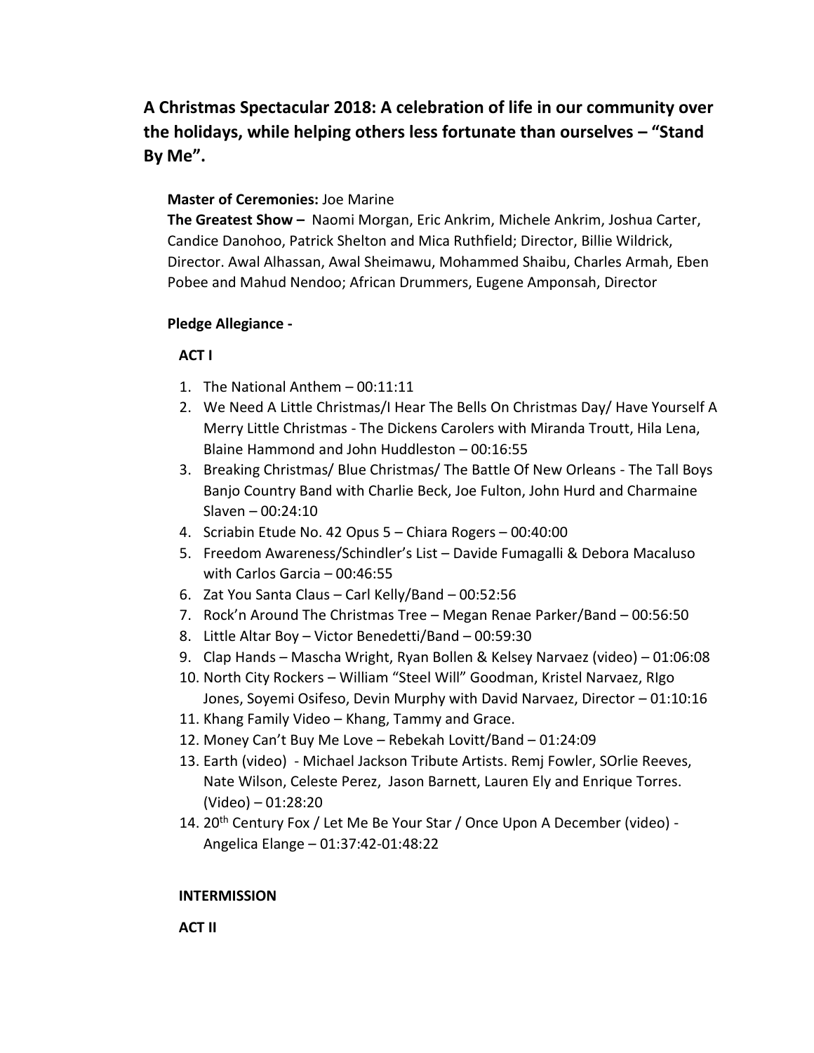## A Christmas Spectacular 2018: A celebration of life in our community over the holidays, while helping others less fortunate than ourselves – "Stand By Me".

**Master of Ceremonies:** Joe Marine

**The Greatest Show –** Naomi Morgan, Eric Ankrim, Michele Ankrim, Joshua Carter, Candice Danohoo, Patrick Shelton and Mica Ruthfield; Director, Billie Wildrick, Director. Awal Alhassan, Awal Sheimawu, Mohammed Shaibu, Charles Armah, Eben Pobee and Mahud Nendoo; African Drummers, Eugene Amponsah, Director

**Pledge Allegiance -**

**ACT I**

1. The National Anthem – 00:11:11
2. We Need A Little Christmas/I Hear The Bells On Christmas Day/ Have Yourself A Merry Little Christmas - The Dickens Carolers with Miranda Troutt, Hila Lena, Blaine Hammond and John Huddleston – 00:16:55
3. Breaking Christmas/ Blue Christmas/ The Battle Of New Orleans - The Tall Boys Banjo Country Band with Charlie Beck, Joe Fulton, John Hurd and Charmaine Slaven – 00:24:10
4. Scriabin Etude No. 42 Opus 5 – Chiara Rogers – 00:40:00
5. Freedom Awareness/Schindler's List – Davide Fumagalli & Debora Macaluso with Carlos Garcia – 00:46:55
6. Zat You Santa Claus – Carl Kelly/Band – 00:52:56
7. Rock'n Around The Christmas Tree – Megan Renae Parker/Band – 00:56:50
8. Little Altar Boy – Victor Benedetti/Band – 00:59:30
9. Clap Hands – Mascha Wright, Ryan Bollen & Kelsey Narvaez (video) – 01:06:08
10. North City Rockers – William "Steel Will" Goodman, Kristel Narvaez, RIgo Jones, Soyemi Osifeso, Devin Murphy with David Narvaez, Director – 01:10:16
11. Khang Family Video – Khang, Tammy and Grace.
12. Money Can't Buy Me Love – Rebekah Lovitt/Band – 01:24:09
13. Earth (video) - Michael Jackson Tribute Artists. Remj Fowler, SOrlie Reeves, Nate Wilson, Celeste Perez, Jason Barnett, Lauren Ely and Enrique Torres. (Video) – 01:28:20
14. 20th Century Fox / Let Me Be Your Star / Once Upon A December (video) - Angelica Elange – 01:37:42-01:48:22

**INTERMISSION**

**ACT II**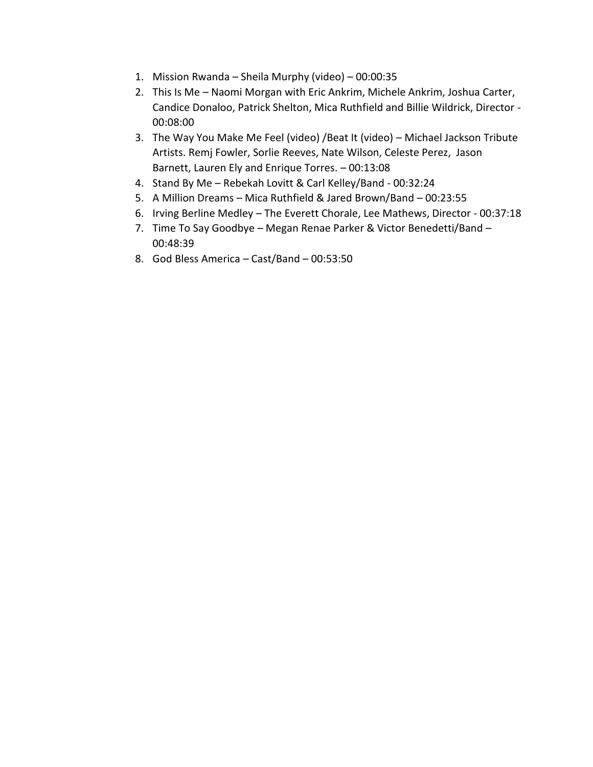1. Mission Rwanda – Sheila Murphy (video) – 00:00:35
2. This Is Me – Naomi Morgan with Eric Ankrim, Michele Ankrim, Joshua Carter, Candice Donaloo, Patrick Shelton, Mica Ruthfield and Billie Wildrick, Director - 00:08:00
3. The Way You Make Me Feel (video) /Beat It (video) – Michael Jackson Tribute Artists. Remj Fowler, Sorlie Reeves, Nate Wilson, Celeste Perez, Jason Barnett, Lauren Ely and Enrique Torres. – 00:13:08
4. Stand By Me – Rebekah Lovitt & Carl Kelley/Band - 00:32:24
5. A Million Dreams – Mica Ruthfield & Jared Brown/Band – 00:23:55
6. Irving Berline Medley – The Everett Chorale, Lee Mathews, Director - 00:37:18
7. Time To Say Goodbye – Megan Renae Parker & Victor Benedetti/Band – 00:48:39
8. God Bless America – Cast/Band – 00:53:50